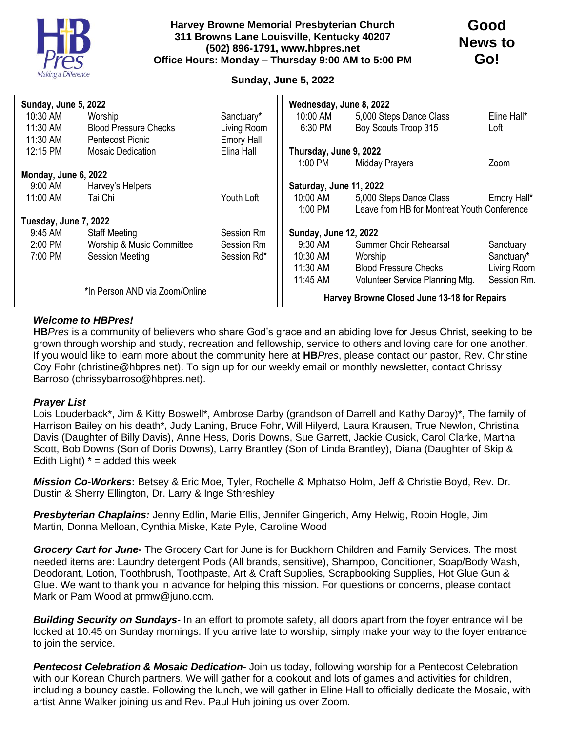**Harvey Browne Memorial Presbyterian Church**
**311 Browns Lane Louisville, Kentucky 40207**
**(502) 896-1791, www.hbpres.net**
**Office Hours: Monday – Thursday 9:00 AM to 5:00 PM**

# Good News to Go!

**Sunday, June 5, 2022**

**Sunday, June 5, 2022**

| | | |
|---|---|---|
| 10:30 AM | Worship | Sanctuary* |
| 11:30 AM | Blood Pressure Checks | Living Room |
| 11:30 AM | Pentecost Picnic | Emory Hall |
| 12:15 PM | Mosaic Dedication | Elina Hall |

**Monday, June 6, 2022**

| | | |
|---|---|---|
| 9:00 AM | Harvey's Helpers | |
| 11:00 AM | Tai Chi | Youth Loft |

**Tuesday, June 7, 2022**

| | | |
|---|---|---|
| 9:45 AM | Staff Meeting | Session Rm |
| 2:00 PM | Worship & Music Committee | Session Rm |
| 7:00 PM | Session Meeting | Session Rd* |

*In Person AND via Zoom/Online

**Wednesday, June 8, 2022**

| | | |
|---|---|---|
| 10:00 AM | 5,000 Steps Dance Class | Eline Hall* |
| 6:30 PM | Boy Scouts Troop 315 | Loft |

**Thursday, June 9, 2022**

| | | |
|---|---|---|
| 1:00 PM | Midday Prayers | Zoom |

**Saturday, June 11, 2022**

| | | |
|---|---|---|
| 10:00 AM | 5,000 Steps Dance Class | Emory Hall* |
| 1:00 PM | Leave from HB for Montreat Youth Conference | |

**Sunday, June 12, 2022**

| | | |
|---|---|---|
| 9:30 AM | Summer Choir Rehearsal | Sanctuary |
| 10:30 AM | Worship | Sanctuary* |
| 11:30 AM | Blood Pressure Checks | Living Room |
| 11:45 AM | Volunteer Service Planning Mtg. | Session Rm. |

**Harvey Browne Closed June 13-18 for Repairs**

***Welcome to HBPres!***

**HB***Pres* is a community of believers who share God's grace and an abiding love for Jesus Christ, seeking to be grown through worship and study, recreation and fellowship, service to others and loving care for one another. If you would like to learn more about the community here at **HB***Pres*, please contact our pastor, Rev. Christine Coy Fohr (christine@hbpres.net). To sign up for our weekly email or monthly newsletter, contact Chrissy Barroso (chrissybarroso@hbpres.net).

***Prayer List***

Lois Louderback*, Jim & Kitty Boswell*, Ambrose Darby (grandson of Darrell and Kathy Darby)*, The family of Harrison Bailey on his death*, Judy Laning, Bruce Fohr, Will Hilyerd, Laura Krausen, True Newlon, Christina Davis (Daughter of Billy Davis), Anne Hess, Doris Downs, Sue Garrett, Jackie Cusick, Carol Clarke, Martha Scott, Bob Downs (Son of Doris Downs), Larry Brantley (Son of Linda Brantley), Diana (Daughter of Skip & Edith Light) * = added this week

***Mission Co-Workers*:** Betsey & Eric Moe, Tyler, Rochelle & Mphatso Holm, Jeff & Christie Boyd, Rev. Dr. Dustin & Sherry Ellington, Dr. Larry & Inge Sthreshley

***Presbyterian Chaplains:*** Jenny Edlin, Marie Ellis, Jennifer Gingerich, Amy Helwig, Robin Hogle, Jim Martin, Donna Melloan, Cynthia Miske, Kate Pyle, Caroline Wood

***Grocery Cart for June-*** The Grocery Cart for June is for Buckhorn Children and Family Services. The most needed items are: Laundry detergent Pods (All brands, sensitive), Shampoo, Conditioner, Soap/Body Wash, Deodorant, Lotion, Toothbrush, Toothpaste, Art & Craft Supplies, Scrapbooking Supplies, Hot Glue Gun & Glue. We want to thank you in advance for helping this mission. For questions or concerns, please contact Mark or Pam Wood at prmw@juno.com.

***Building Security on Sundays-*** In an effort to promote safety, all doors apart from the foyer entrance will be locked at 10:45 on Sunday mornings. If you arrive late to worship, simply make your way to the foyer entrance to join the service.

***Pentecost Celebration & Mosaic Dedication-*** Join us today, following worship for a Pentecost Celebration with our Korean Church partners. We will gather for a cookout and lots of games and activities for children, including a bouncy castle. Following the lunch, we will gather in Eline Hall to officially dedicate the Mosaic, with artist Anne Walker joining us and Rev. Paul Huh joining us over Zoom.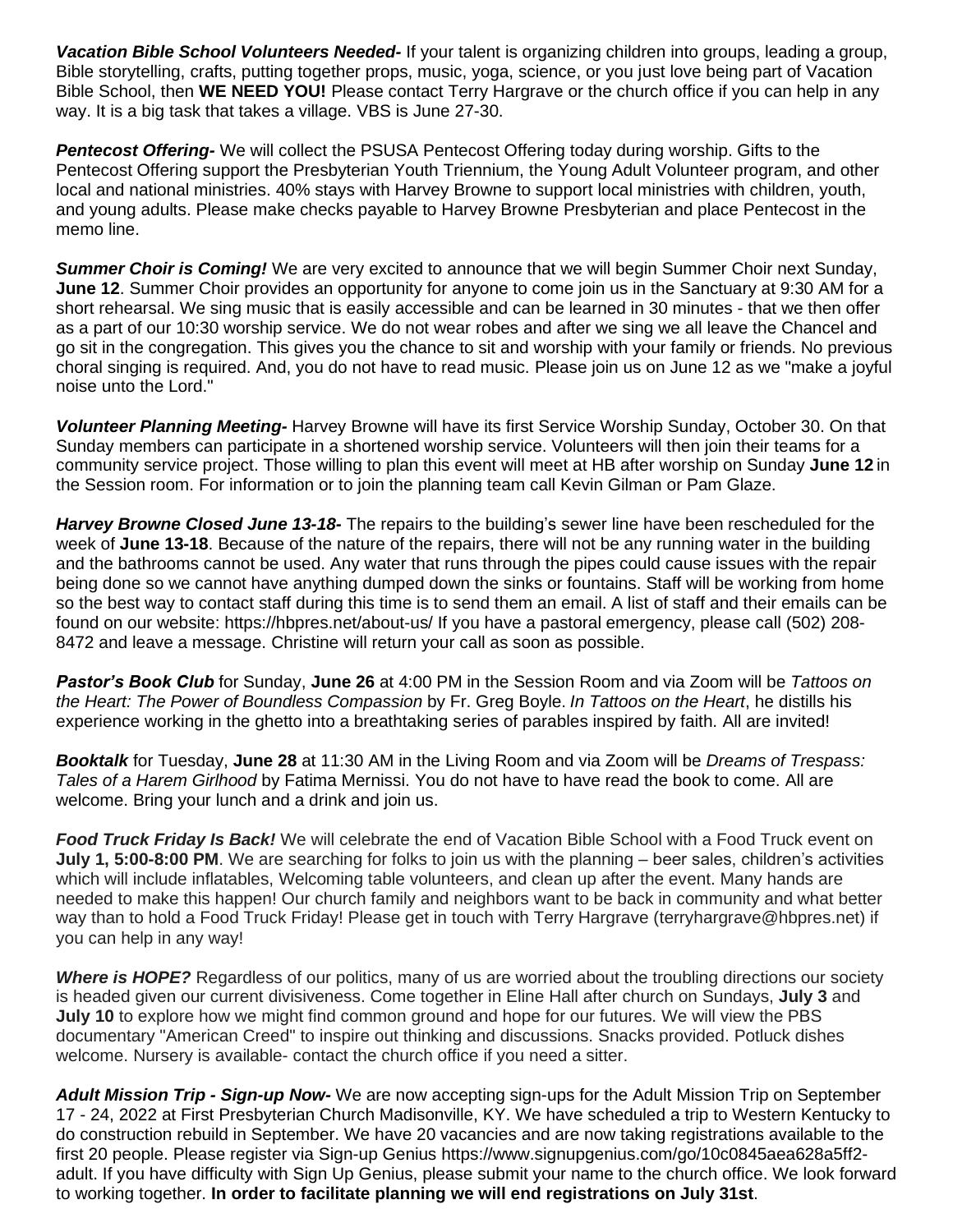***Vacation Bible School Volunteers Needed-*** If your talent is organizing children into groups, leading a group, Bible storytelling, crafts, putting together props, music, yoga, science, or you just love being part of Vacation Bible School, then **WE NEED YOU!** Please contact Terry Hargrave or the church office if you can help in any way. It is a big task that takes a village. VBS is June 27-30.

***Pentecost Offering-*** We will collect the PSUSA Pentecost Offering today during worship. Gifts to the Pentecost Offering support the Presbyterian Youth Triennium, the Young Adult Volunteer program, and other local and national ministries. 40% stays with Harvey Browne to support local ministries with children, youth, and young adults. Please make checks payable to Harvey Browne Presbyterian and place Pentecost in the memo line.

***Summer Choir is Coming!*** We are very excited to announce that we will begin Summer Choir next Sunday, **June 12**. Summer Choir provides an opportunity for anyone to come join us in the Sanctuary at 9:30 AM for a short rehearsal. We sing music that is easily accessible and can be learned in 30 minutes - that we then offer as a part of our 10:30 worship service. We do not wear robes and after we sing we all leave the Chancel and go sit in the congregation. This gives you the chance to sit and worship with your family or friends. No previous choral singing is required. And, you do not have to read music. Please join us on June 12 as we "make a joyful noise unto the Lord."

***Volunteer Planning Meeting-*** Harvey Browne will have its first Service Worship Sunday, October 30. On that Sunday members can participate in a shortened worship service. Volunteers will then join their teams for a community service project. Those willing to plan this event will meet at HB after worship on Sunday **June 12** in the Session room. For information or to join the planning team call Kevin Gilman or Pam Glaze.

***Harvey Browne Closed June 13-18-*** The repairs to the building's sewer line have been rescheduled for the week of **June 13-18**. Because of the nature of the repairs, there will not be any running water in the building and the bathrooms cannot be used. Any water that runs through the pipes could cause issues with the repair being done so we cannot have anything dumped down the sinks or fountains. Staff will be working from home so the best way to contact staff during this time is to send them an email. A list of staff and their emails can be found on our website: https://hbpres.net/about-us/ If you have a pastoral emergency, please call (502) 208-8472 and leave a message. Christine will return your call as soon as possible.

***Pastor's Book Club*** for Sunday, **June 26** at 4:00 PM in the Session Room and via Zoom will be *Tattoos on the Heart: The Power of Boundless Compassion* by Fr. Greg Boyle. *In Tattoos on the Heart*, he distills his experience working in the ghetto into a breathtaking series of parables inspired by faith. All are invited!

***Booktalk*** for Tuesday, **June 28** at 11:30 AM in the Living Room and via Zoom will be *Dreams of Trespass: Tales of a Harem Girlhood* by Fatima Mernissi. You do not have to have read the book to come. All are welcome. Bring your lunch and a drink and join us.

***Food Truck Friday Is Back!*** We will celebrate the end of Vacation Bible School with a Food Truck event on **July 1, 5:00-8:00 PM**. We are searching for folks to join us with the planning – beer sales, children's activities which will include inflatables, Welcoming table volunteers, and clean up after the event. Many hands are needed to make this happen! Our church family and neighbors want to be back in community and what better way than to hold a Food Truck Friday! Please get in touch with Terry Hargrave (terryhargrave@hbpres.net) if you can help in any way!

***Where is HOPE?*** Regardless of our politics, many of us are worried about the troubling directions our society is headed given our current divisiveness. Come together in Eline Hall after church on Sundays, **July 3** and **July 10** to explore how we might find common ground and hope for our futures. We will view the PBS documentary "American Creed" to inspire out thinking and discussions. Snacks provided. Potluck dishes welcome. Nursery is available- contact the church office if you need a sitter.

***Adult Mission Trip - Sign-up Now-*** We are now accepting sign-ups for the Adult Mission Trip on September 17 - 24, 2022 at First Presbyterian Church Madisonville, KY. We have scheduled a trip to Western Kentucky to do construction rebuild in September. We have 20 vacancies and are now taking registrations available to the first 20 people. Please register via Sign-up Genius https://www.signupgenius.com/go/10c0845aea628a5ff2-adult. If you have difficulty with Sign Up Genius, please submit your name to the church office. We look forward to working together. **In order to facilitate planning we will end registrations on July 31st**.